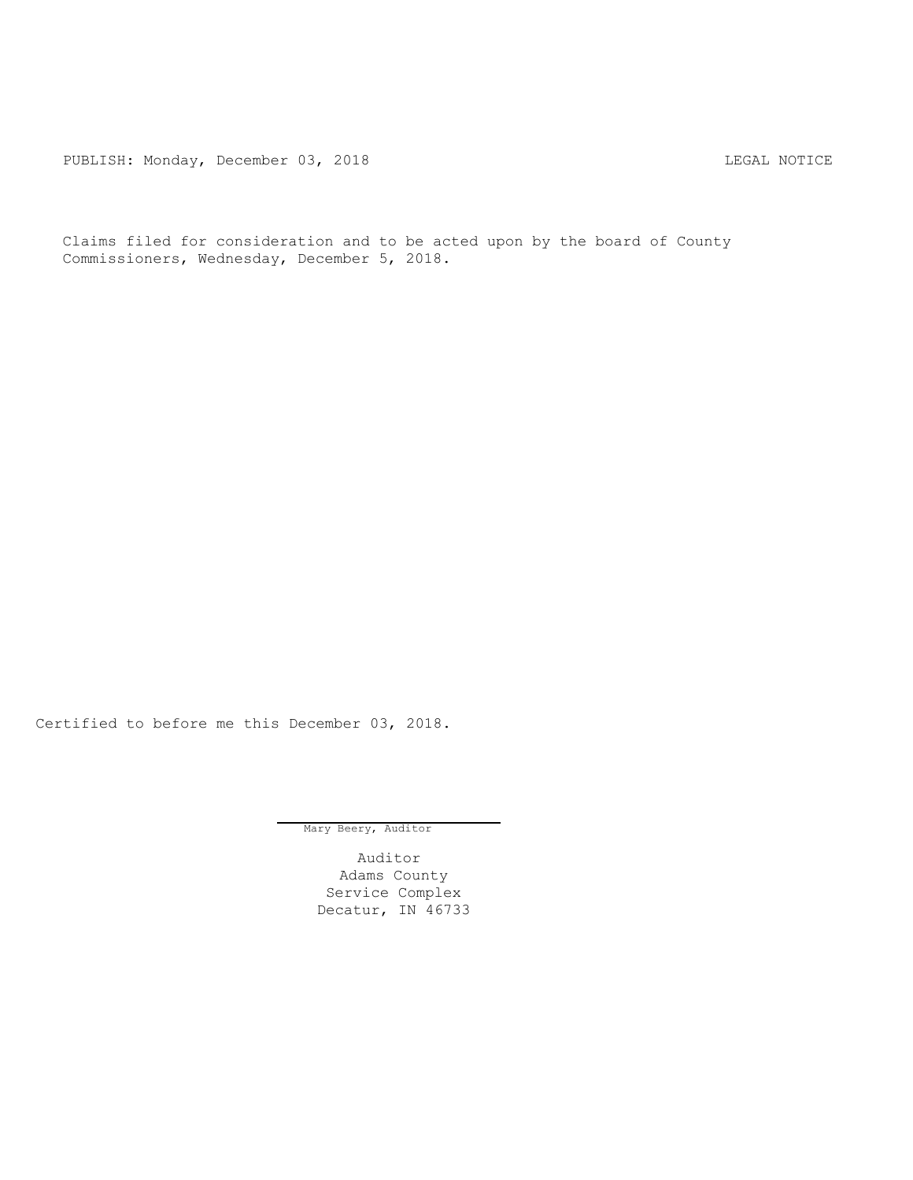PUBLISH: Monday, December 03, 2018 LEGAL NOTICE

Claims filed for consideration and to be acted upon by the board of County Commissioners, Wednesday, December 5, 2018.

Certified to before me this December 03, 2018.

Mary Beery, Auditor

Auditor
Adams County
Service Complex
Decatur, IN 46733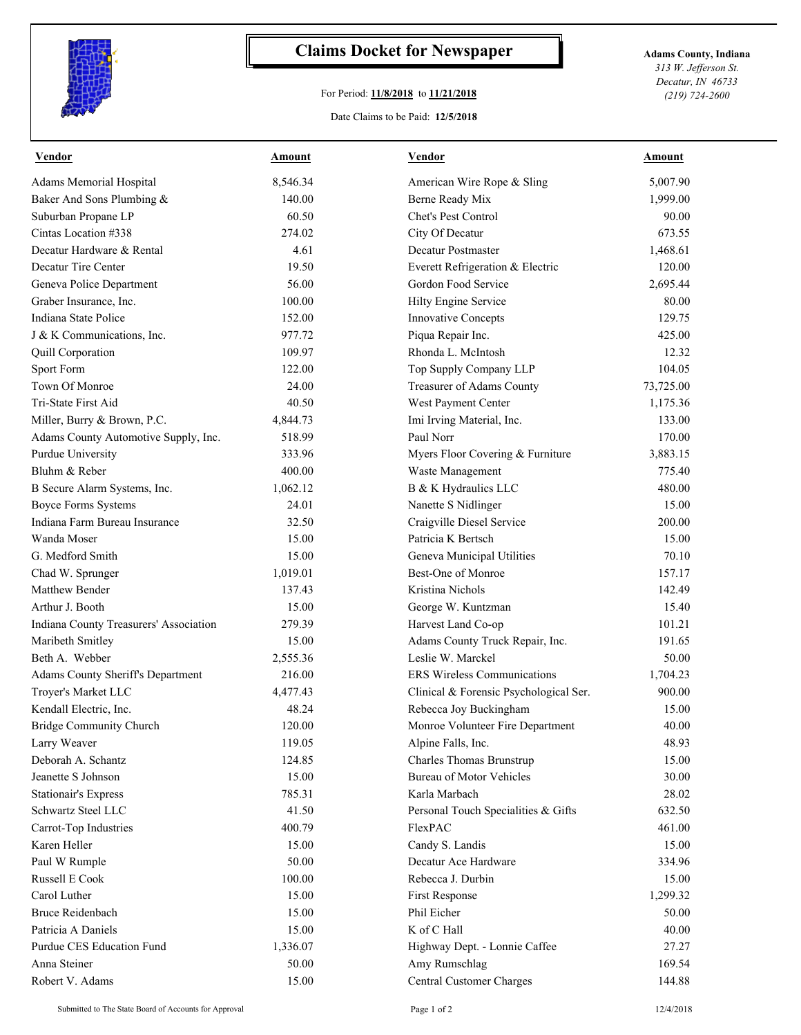# Claims Docket for Newspaper

For Period: **11/8/2018** to **11/21/2018**

Date Claims to be Paid: **12/5/2018**

**Adams County, Indiana**
*313 W. Jefferson St.*
*Decatur, IN 46733*
*(219) 724-2600*

| Vendor | Amount | Vendor | Amount |
|---|---|---|---|
| Adams Memorial Hospital | 8,546.34 | American Wire Rope & Sling | 5,007.90 |
| Baker And Sons Plumbing & | 140.00 | Berne Ready Mix | 1,999.00 |
| Suburban Propane LP | 60.50 | Chet's Pest Control | 90.00 |
| Cintas Location #338 | 274.02 | City Of Decatur | 673.55 |
| Decatur Hardware & Rental | 4.61 | Decatur Postmaster | 1,468.61 |
| Decatur Tire Center | 19.50 | Everett Refrigeration & Electric | 120.00 |
| Geneva Police Department | 56.00 | Gordon Food Service | 2,695.44 |
| Graber Insurance, Inc. | 100.00 | Hilty Engine Service | 80.00 |
| Indiana State Police | 152.00 | Innovative Concepts | 129.75 |
| J & K Communications, Inc. | 977.72 | Piqua Repair Inc. | 425.00 |
| Quill Corporation | 109.97 | Rhonda L. McIntosh | 12.32 |
| Sport Form | 122.00 | Top Supply Company LLP | 104.05 |
| Town Of Monroe | 24.00 | Treasurer of Adams County | 73,725.00 |
| Tri-State First Aid | 40.50 | West Payment Center | 1,175.36 |
| Miller, Burry & Brown, P.C. | 4,844.73 | Imi Irving Material, Inc. | 133.00 |
| Adams County Automotive Supply, Inc. | 518.99 | Paul Norr | 170.00 |
| Purdue University | 333.96 | Myers Floor Covering & Furniture | 3,883.15 |
| Bluhm & Reber | 400.00 | Waste Management | 775.40 |
| B Secure Alarm Systems, Inc. | 1,062.12 | B & K Hydraulics LLC | 480.00 |
| Boyce Forms Systems | 24.01 | Nanette S Nidlinger | 15.00 |
| Indiana Farm Bureau Insurance | 32.50 | Craigville Diesel Service | 200.00 |
| Wanda Moser | 15.00 | Patricia K Bertsch | 15.00 |
| G. Medford Smith | 15.00 | Geneva Municipal Utilities | 70.10 |
| Chad W. Sprunger | 1,019.01 | Best-One of Monroe | 157.17 |
| Matthew Bender | 137.43 | Kristina Nichols | 142.49 |
| Arthur J. Booth | 15.00 | George W. Kuntzman | 15.40 |
| Indiana County Treasurers' Association | 279.39 | Harvest Land Co-op | 101.21 |
| Maribeth Smitley | 15.00 | Adams County Truck Repair, Inc. | 191.65 |
| Beth A. Webber | 2,555.36 | Leslie W. Marckel | 50.00 |
| Adams County Sheriff's Department | 216.00 | ERS Wireless Communications | 1,704.23 |
| Troyer's Market LLC | 4,477.43 | Clinical & Forensic Psychological Ser. | 900.00 |
| Kendall Electric, Inc. | 48.24 | Rebecca Joy Buckingham | 15.00 |
| Bridge Community Church | 120.00 | Monroe Volunteer Fire Department | 40.00 |
| Larry Weaver | 119.05 | Alpine Falls, Inc. | 48.93 |
| Deborah A. Schantz | 124.85 | Charles Thomas Brunstrup | 15.00 |
| Jeanette S Johnson | 15.00 | Bureau of Motor Vehicles | 30.00 |
| Stationair's Express | 785.31 | Karla Marbach | 28.02 |
| Schwartz Steel LLC | 41.50 | Personal Touch Specialities & Gifts | 632.50 |
| Carrot-Top Industries | 400.79 | FlexPAC | 461.00 |
| Karen Heller | 15.00 | Candy S. Landis | 15.00 |
| Paul W Rumple | 50.00 | Decatur Ace Hardware | 334.96 |
| Russell E Cook | 100.00 | Rebecca J. Durbin | 15.00 |
| Carol Luther | 15.00 | First Response | 1,299.32 |
| Bruce Reidenbach | 15.00 | Phil Eicher | 50.00 |
| Patricia A Daniels | 15.00 | K of C Hall | 40.00 |
| Purdue CES Education Fund | 1,336.07 | Highway Dept. - Lonnie Caffee | 27.27 |
| Anna Steiner | 50.00 | Amy Rumschlag | 169.54 |
| Robert V. Adams | 15.00 | Central Customer Charges | 144.88 |

Submitted to The State Board of Accounts for Approval

12/4/2018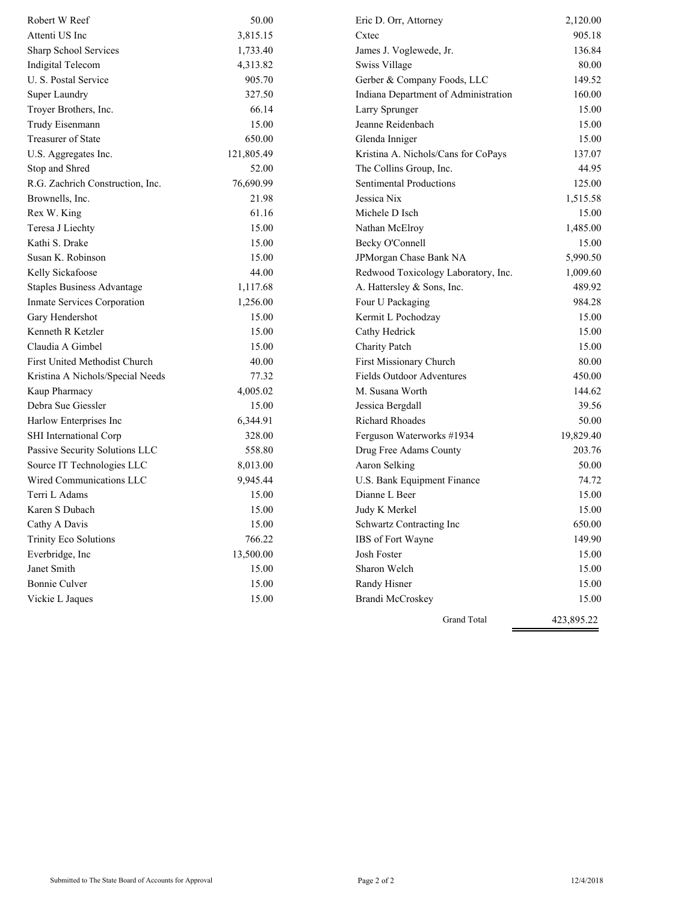| | | | |
|---|---|---|---|
| Robert W Reef | 50.00 | Eric D. Orr, Attorney | 2,120.00 |
| Attenti US Inc | 3,815.15 | Cxtec | 905.18 |
| Sharp School Services | 1,733.40 | James J. Voglewede, Jr. | 136.84 |
| Indigital Telecom | 4,313.82 | Swiss Village | 80.00 |
| U. S. Postal Service | 905.70 | Gerber & Company Foods, LLC | 149.52 |
| Super Laundry | 327.50 | Indiana Department of Administration | 160.00 |
| Troyer Brothers, Inc. | 66.14 | Larry Sprunger | 15.00 |
| Trudy Eisenmann | 15.00 | Jeanne Reidenbach | 15.00 |
| Treasurer of State | 650.00 | Glenda Inniger | 15.00 |
| U.S. Aggregates Inc. | 121,805.49 | Kristina A. Nichols/Cans for CoPays | 137.07 |
| Stop and Shred | 52.00 | The Collins Group, Inc. | 44.95 |
| R.G. Zachrich Construction, Inc. | 76,690.99 | Sentimental Productions | 125.00 |
| Brownells, Inc. | 21.98 | Jessica Nix | 1,515.58 |
| Rex W. King | 61.16 | Michele D Isch | 15.00 |
| Teresa J Liechty | 15.00 | Nathan McElroy | 1,485.00 |
| Kathi S. Drake | 15.00 | Becky O'Connell | 15.00 |
| Susan K. Robinson | 15.00 | JPMorgan Chase Bank NA | 5,990.50 |
| Kelly Sickafoose | 44.00 | Redwood Toxicology Laboratory, Inc. | 1,009.60 |
| Staples Business Advantage | 1,117.68 | A. Hattersley & Sons, Inc. | 489.92 |
| Inmate Services Corporation | 1,256.00 | Four U Packaging | 984.28 |
| Gary Hendershot | 15.00 | Kermit L Pochodzay | 15.00 |
| Kenneth R Ketzler | 15.00 | Cathy Hedrick | 15.00 |
| Claudia A Gimbel | 15.00 | Charity Patch | 15.00 |
| First United Methodist Church | 40.00 | First Missionary Church | 80.00 |
| Kristina A Nichols/Special Needs | 77.32 | Fields Outdoor Adventures | 450.00 |
| Kaup Pharmacy | 4,005.02 | M. Susana Worth | 144.62 |
| Debra Sue Giessler | 15.00 | Jessica Bergdall | 39.56 |
| Harlow Enterprises Inc | 6,344.91 | Richard Rhoades | 50.00 |
| SHI International Corp | 328.00 | Ferguson Waterworks #1934 | 19,829.40 |
| Passive Security Solutions LLC | 558.80 | Drug Free Adams County | 203.76 |
| Source IT Technologies LLC | 8,013.00 | Aaron Selking | 50.00 |
| Wired Communications LLC | 9,945.44 | U.S. Bank Equipment Finance | 74.72 |
| Terri L Adams | 15.00 | Dianne L Beer | 15.00 |
| Karen S Dubach | 15.00 | Judy K Merkel | 15.00 |
| Cathy A Davis | 15.00 | Schwartz Contracting Inc | 650.00 |
| Trinity Eco Solutions | 766.22 | IBS of Fort Wayne | 149.90 |
| Everbridge, Inc | 13,500.00 | Josh Foster | 15.00 |
| Janet Smith | 15.00 | Sharon Welch | 15.00 |
| Bonnie Culver | 15.00 | Randy Hisner | 15.00 |
| Vickie L Jaques | 15.00 | Brandi McCroskey | 15.00 |
| | | Grand Total | 423,895.22 |

Submitted to The State Board of Accounts for Approval

12/4/2018